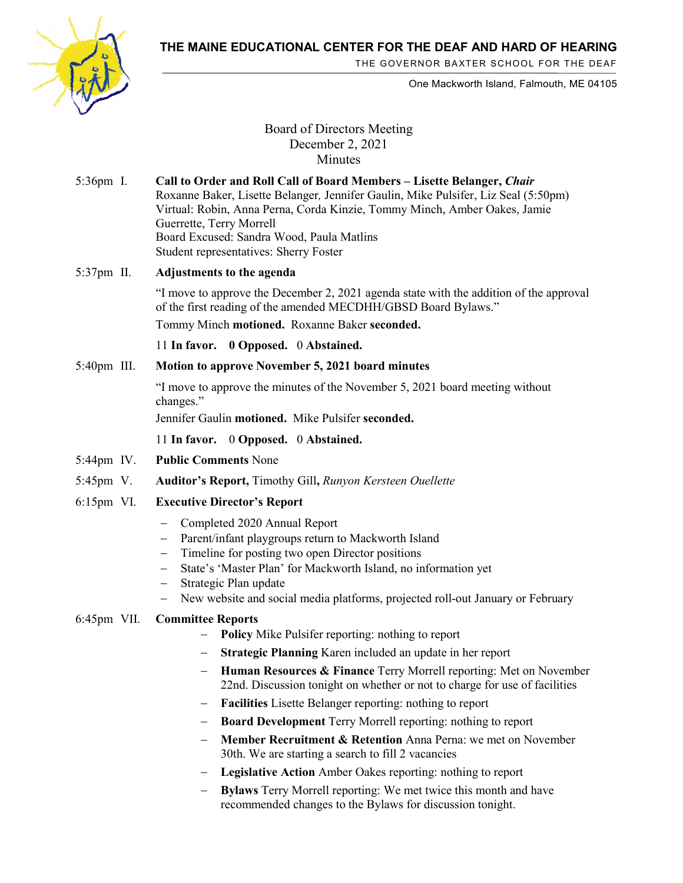# THE MAINE EDUCATIONAL CENTER FOR THE DEAF AND HARD OF HEARING

THE GOVERNOR BAXTER SCHOOL FOR THE DEAF

One Mackworth Island, Falmouth, ME 04105

## Board of Directors Meeting
## December 2, 2021
## Minutes

5:36pm I. **Call to Order and Roll Call of Board Members – Lisette Belanger, *Chair***
Roxanne Baker, Lisette Belanger, Jennifer Gaulin, Mike Pulsifer, Liz Seal (5:50pm)
Virtual: Robin, Anna Perna, Corda Kinzie, Tommy Minch, Amber Oakes, Jamie Guerrette, Terry Morrell
Board Excused: Sandra Wood, Paula Matlins
Student representatives: Sherry Foster

5:37pm II. **Adjustments to the agenda**

"I move to approve the December 2, 2021 agenda state with the addition of the approval of the first reading of the amended MECDHH/GBSD Board Bylaws."

Tommy Minch **motioned.** Roxanne Baker **seconded.**

11 **In favor.** **0 Opposed.** 0 **Abstained.**

5:40pm III. **Motion to approve November 5, 2021 board minutes**

"I move to approve the minutes of the November 5, 2021 board meeting without changes."

Jennifer Gaulin **motioned.** Mike Pulsifer **seconded.**

11 **In favor.** 0 **Opposed.** 0 **Abstained.**

5:44pm IV. **Public Comments** None

5:45pm V. **Auditor's Report,** Timothy Gill**,** *Runyon Kersteen Ouellette*

6:15pm VI. **Executive Director's Report**

- Completed 2020 Annual Report
- Parent/infant playgroups return to Mackworth Island
- Timeline for posting two open Director positions
- State's 'Master Plan' for Mackworth Island, no information yet
- Strategic Plan update
- New website and social media platforms, projected roll-out January or February

6:45pm VII. **Committee Reports**

- **Policy** Mike Pulsifer reporting: nothing to report
- **Strategic Planning** Karen included an update in her report
- **Human Resources & Finance** Terry Morrell reporting: Met on November 22nd. Discussion tonight on whether or not to charge for use of facilities
- **Facilities** Lisette Belanger reporting: nothing to report
- **Board Development** Terry Morrell reporting: nothing to report
- **Member Recruitment & Retention** Anna Perna: we met on November 30th. We are starting a search to fill 2 vacancies
- **Legislative Action** Amber Oakes reporting: nothing to report
- **Bylaws** Terry Morrell reporting: We met twice this month and have recommended changes to the Bylaws for discussion tonight.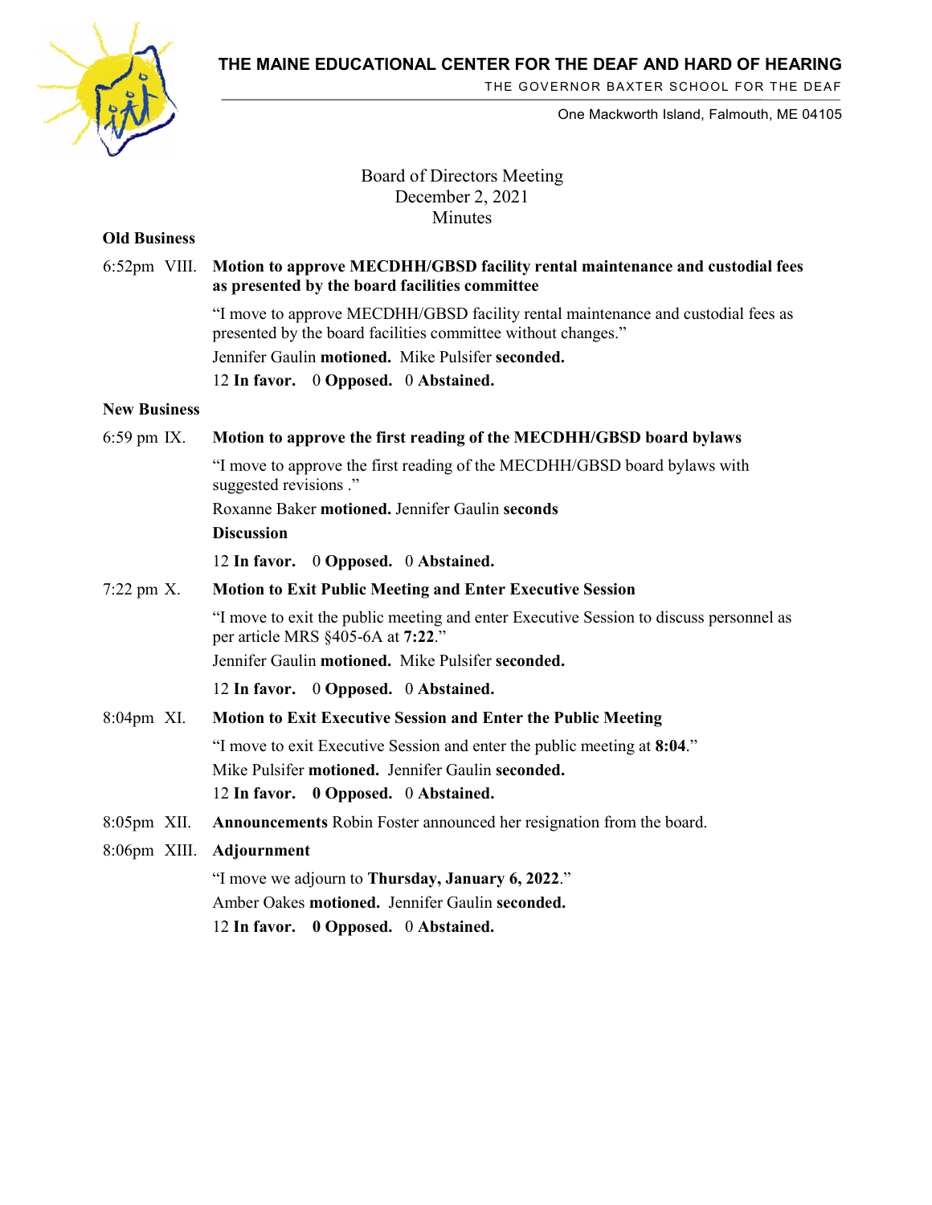# THE MAINE EDUCATIONAL CENTER FOR THE DEAF AND HARD OF HEARING

THE GOVERNOR BAXTER SCHOOL FOR THE DEAF

One Mackworth Island, Falmouth, ME 04105

Board of Directors Meeting
December 2, 2021
Minutes

**Old Business**

6:52pm VIII. **Motion to approve MECDHH/GBSD facility rental maintenance and custodial fees as presented by the board facilities committee**

"I move to approve MECDHH/GBSD facility rental maintenance and custodial fees as presented by the board facilities committee without changes."

Jennifer Gaulin **motioned.** Mike Pulsifer **seconded.**

12 **In favor.** 0 **Opposed.** 0 **Abstained.**

**New Business**

6:59 pm IX. **Motion to approve the first reading of the MECDHH/GBSD board bylaws**

"I move to approve the first reading of the MECDHH/GBSD board bylaws with suggested revisions ."

Roxanne Baker **motioned.** Jennifer Gaulin **seconds**

**Discussion**

12 **In favor.** 0 **Opposed.** 0 **Abstained.**

7:22 pm X. **Motion to Exit Public Meeting and Enter Executive Session**

"I move to exit the public meeting and enter Executive Session to discuss personnel as per article MRS §405-6A at **7:22**."

Jennifer Gaulin **motioned.** Mike Pulsifer **seconded.**

12 **In favor.** 0 **Opposed.** 0 **Abstained.**

8:04pm XI. **Motion to Exit Executive Session and Enter the Public Meeting**

"I move to exit Executive Session and enter the public meeting at **8:04**."

Mike Pulsifer **motioned.** Jennifer Gaulin **seconded.**

12 **In favor.** **0 Opposed.** 0 **Abstained.**

8:05pm XII. **Announcements** Robin Foster announced her resignation from the board.

8:06pm XIII. **Adjournment**

"I move we adjourn to **Thursday, January 6, 2022**."

Amber Oakes **motioned.** Jennifer Gaulin **seconded.**

12 **In favor.** **0 Opposed.** 0 **Abstained.**